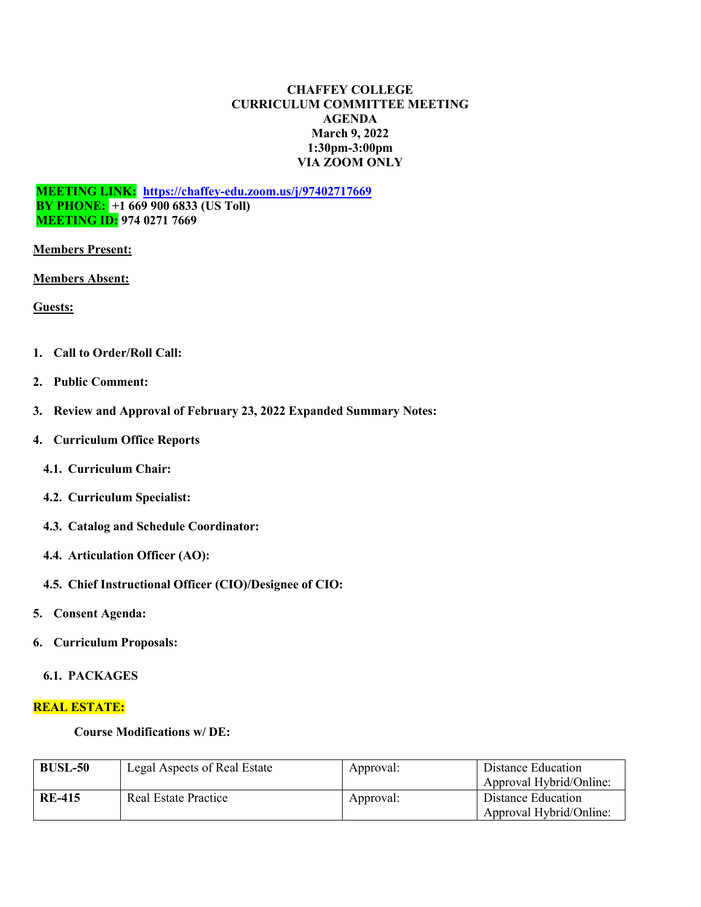**CHAFFEY COLLEGE**
**CURRICULUM COMMITTEE MEETING**
**AGENDA**
**March 9, 2022**
**1:30pm-3:00pm**
**VIA ZOOM ONLY**

**MEETING LINK:** **https://chaffey-edu.zoom.us/j/97402717669**
**BY PHONE:** **+1 669 900 6833 (US Toll)**
**MEETING ID:** **974 0271 7669**

**Members Present:**

**Members Absent:**

**Guests:**

1. **Call to Order/Roll Call:**

2. **Public Comment:**

3. **Review and Approval of February 23, 2022 Expanded Summary Notes:**

4. **Curriculum Office Reports**

   4.1. **Curriculum Chair:**

   4.2. **Curriculum Specialist:**

   4.3. **Catalog and Schedule Coordinator:**

   4.4. **Articulation Officer (AO):**

   4.5. **Chief Instructional Officer (CIO)/Designee of CIO:**

5. **Consent Agenda:**

6. **Curriculum Proposals:**

   6.1. **PACKAGES**

**REAL ESTATE:**

**Course Modifications w/ DE:**

| | | | |
|---|---|---|---|
| **BUSL-50** | Legal Aspects of Real Estate | Approval: | Distance Education Approval Hybrid/Online: |
| **RE-415** | Real Estate Practice | Approval: | Distance Education Approval Hybrid/Online: |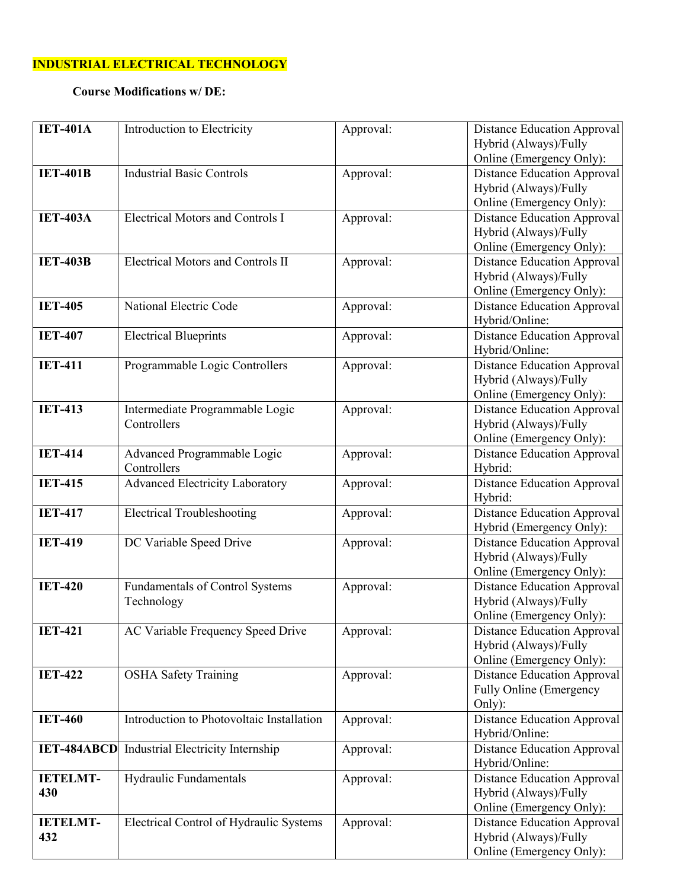**INDUSTRIAL ELECTRICAL TECHNOLOGY**

**Course Modifications w/ DE:**

| | | | |
|---|---|---|---|
| **IET-401A** | Introduction to Electricity | Approval: | Distance Education Approval Hybrid (Always)/Fully Online (Emergency Only): |
| **IET-401B** | Industrial Basic Controls | Approval: | Distance Education Approval Hybrid (Always)/Fully Online (Emergency Only): |
| **IET-403A** | Electrical Motors and Controls I | Approval: | Distance Education Approval Hybrid (Always)/Fully Online (Emergency Only): |
| **IET-403B** | Electrical Motors and Controls II | Approval: | Distance Education Approval Hybrid (Always)/Fully Online (Emergency Only): |
| **IET-405** | National Electric Code | Approval: | Distance Education Approval Hybrid/Online: |
| **IET-407** | Electrical Blueprints | Approval: | Distance Education Approval Hybrid/Online: |
| **IET-411** | Programmable Logic Controllers | Approval: | Distance Education Approval Hybrid (Always)/Fully Online (Emergency Only): |
| **IET-413** | Intermediate Programmable Logic Controllers | Approval: | Distance Education Approval Hybrid (Always)/Fully Online (Emergency Only): |
| **IET-414** | Advanced Programmable Logic Controllers | Approval: | Distance Education Approval Hybrid: |
| **IET-415** | Advanced Electricity Laboratory | Approval: | Distance Education Approval Hybrid: |
| **IET-417** | Electrical Troubleshooting | Approval: | Distance Education Approval Hybrid (Emergency Only): |
| **IET-419** | DC Variable Speed Drive | Approval: | Distance Education Approval Hybrid (Always)/Fully Online (Emergency Only): |
| **IET-420** | Fundamentals of Control Systems Technology | Approval: | Distance Education Approval Hybrid (Always)/Fully Online (Emergency Only): |
| **IET-421** | AC Variable Frequency Speed Drive | Approval: | Distance Education Approval Hybrid (Always)/Fully Online (Emergency Only): |
| **IET-422** | OSHA Safety Training | Approval: | Distance Education Approval Fully Online (Emergency Only): |
| **IET-460** | Introduction to Photovoltaic Installation | Approval: | Distance Education Approval Hybrid/Online: |
| **IET-484ABCD** | Industrial Electricity Internship | Approval: | Distance Education Approval Hybrid/Online: |
| **IETELMT-430** | Hydraulic Fundamentals | Approval: | Distance Education Approval Hybrid (Always)/Fully Online (Emergency Only): |
| **IETELMT-432** | Electrical Control of Hydraulic Systems | Approval: | Distance Education Approval Hybrid (Always)/Fully Online (Emergency Only): |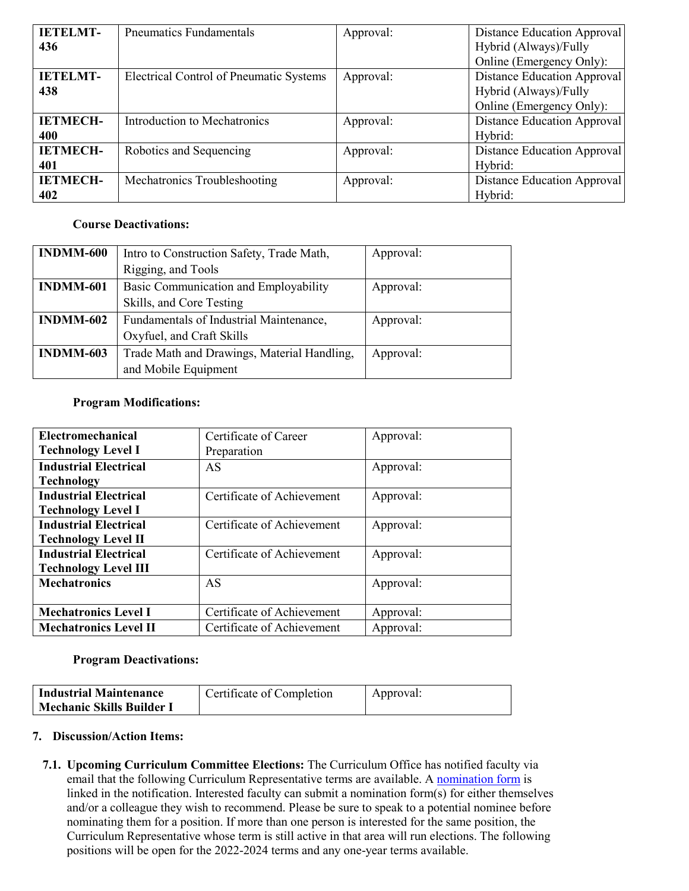| | | | |
|---|---|---|---|
| **IETELMT-436** | Pneumatics Fundamentals | Approval: | Distance Education Approval Hybrid (Always)/Fully Online (Emergency Only): |
| **IETELMT-438** | Electrical Control of Pneumatic Systems | Approval: | Distance Education Approval Hybrid (Always)/Fully Online (Emergency Only): |
| **IETMECH-400** | Introduction to Mechatronics | Approval: | Distance Education Approval Hybrid: |
| **IETMECH-401** | Robotics and Sequencing | Approval: | Distance Education Approval Hybrid: |
| **IETMECH-402** | Mechatronics Troubleshooting | Approval: | Distance Education Approval Hybrid: |

**Course Deactivations:**

| | | |
|---|---|---|
| **INDMM-600** | Intro to Construction Safety, Trade Math, Rigging, and Tools | Approval: |
| **INDMM-601** | Basic Communication and Employability Skills, and Core Testing | Approval: |
| **INDMM-602** | Fundamentals of Industrial Maintenance, Oxyfuel, and Craft Skills | Approval: |
| **INDMM-603** | Trade Math and Drawings, Material Handling, and Mobile Equipment | Approval: |

**Program Modifications:**

| | | |
|---|---|---|
| **Electromechanical Technology Level I** | Certificate of Career Preparation | Approval: |
| **Industrial Electrical Technology** | AS | Approval: |
| **Industrial Electrical Technology Level I** | Certificate of Achievement | Approval: |
| **Industrial Electrical Technology Level II** | Certificate of Achievement | Approval: |
| **Industrial Electrical Technology Level III** | Certificate of Achievement | Approval: |
| **Mechatronics** | AS | Approval: |
| **Mechatronics Level I** | Certificate of Achievement | Approval: |
| **Mechatronics Level II** | Certificate of Achievement | Approval: |

**Program Deactivations:**

| | | |
|---|---|---|
| **Industrial Maintenance Mechanic Skills Builder I** | Certificate of Completion | Approval: |

**7. Discussion/Action Items:**

**7.1. Upcoming Curriculum Committee Elections:** The Curriculum Office has notified faculty via email that the following Curriculum Representative terms are available. A nomination form is linked in the notification. Interested faculty can submit a nomination form(s) for either themselves and/or a colleague they wish to recommend. Please be sure to speak to a potential nominee before nominating them for a position. If more than one person is interested for the same position, the Curriculum Representative whose term is still active in that area will run elections. The following positions will be open for the 2022-2024 terms and any one-year terms available.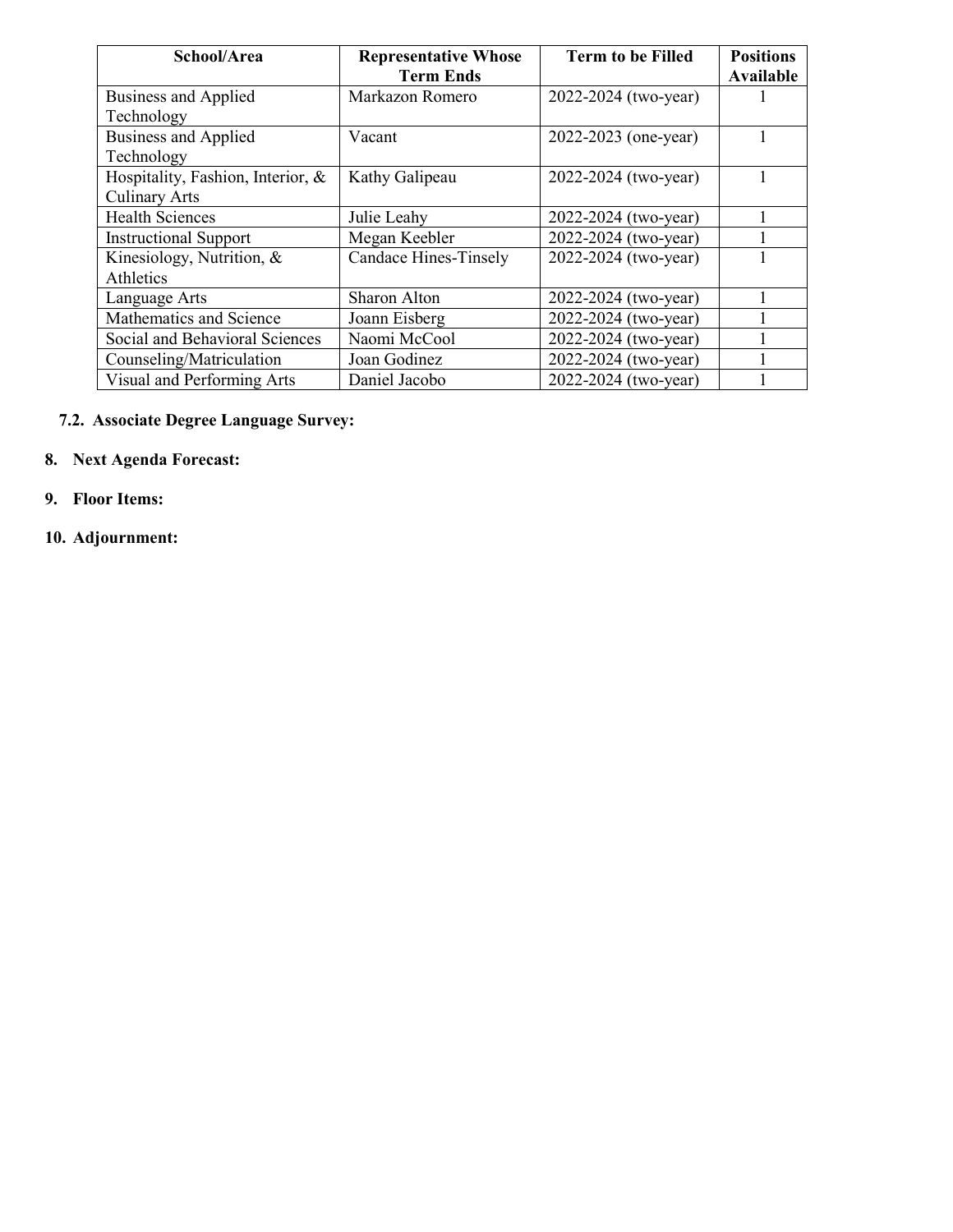| School/Area | Representative Whose Term Ends | Term to be Filled | Positions Available |
|---|---|---|---|
| Business and Applied Technology | Markazon Romero | 2022-2024 (two-year) | 1 |
| Business and Applied Technology | Vacant | 2022-2023 (one-year) | 1 |
| Hospitality, Fashion, Interior, & Culinary Arts | Kathy Galipeau | 2022-2024 (two-year) | 1 |
| Health Sciences | Julie Leahy | 2022-2024 (two-year) | 1 |
| Instructional Support | Megan Keebler | 2022-2024 (two-year) | 1 |
| Kinesiology, Nutrition, & Athletics | Candace Hines-Tinsely | 2022-2024 (two-year) | 1 |
| Language Arts | Sharon Alton | 2022-2024 (two-year) | 1 |
| Mathematics and Science | Joann Eisberg | 2022-2024 (two-year) | 1 |
| Social and Behavioral Sciences | Naomi McCool | 2022-2024 (two-year) | 1 |
| Counseling/Matriculation | Joan Godinez | 2022-2024 (two-year) | 1 |
| Visual and Performing Arts | Daniel Jacobo | 2022-2024 (two-year) | 1 |

**7.2. Associate Degree Language Survey:**

**8. Next Agenda Forecast:**

**9. Floor Items:**

**10. Adjournment:**